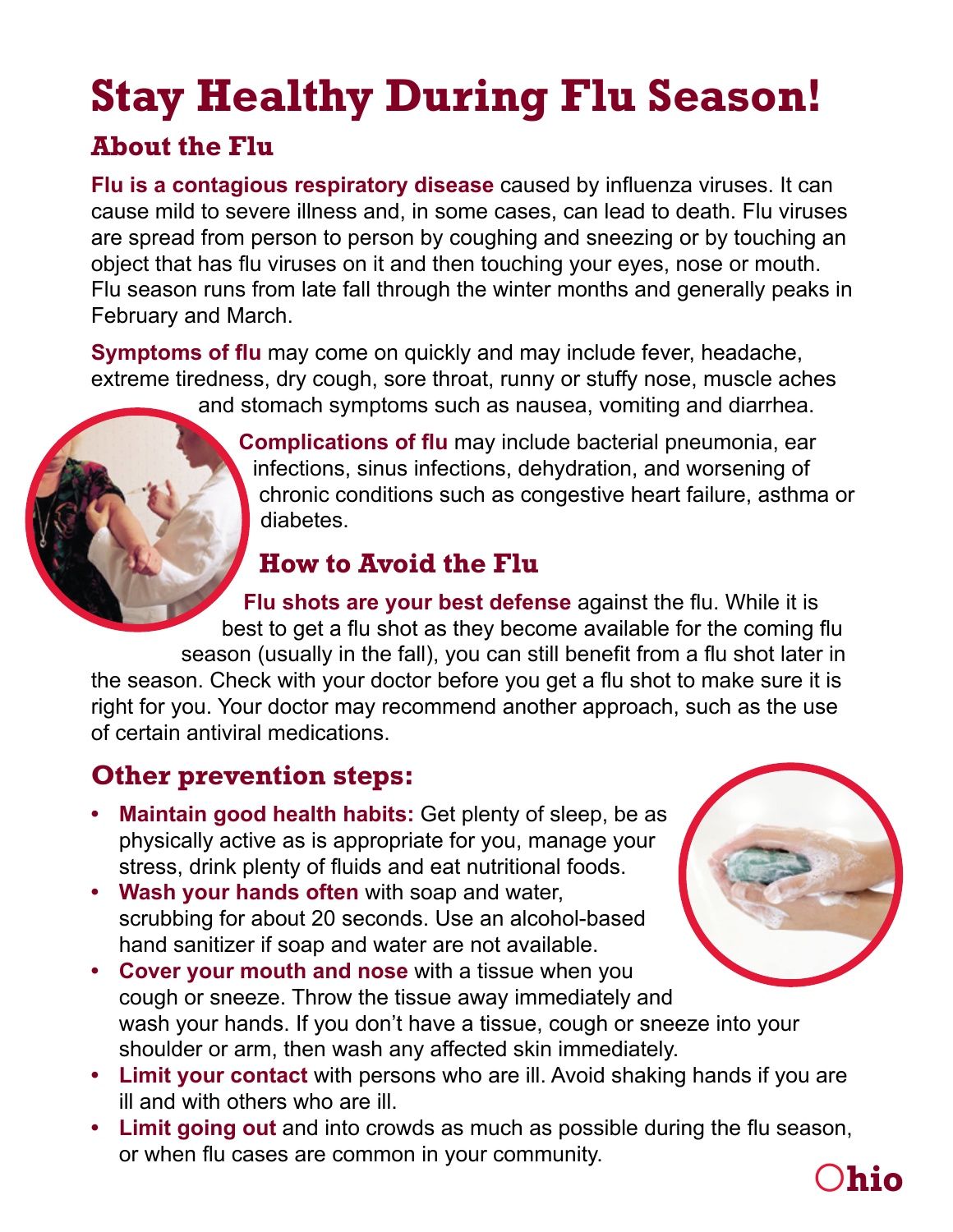# Stay Healthy During Flu Season!

## About the Flu

**Flu is a contagious respiratory disease** caused by influenza viruses. It can cause mild to severe illness and, in some cases, can lead to death. Flu viruses are spread from person to person by coughing and sneezing or by touching an object that has flu viruses on it and then touching your eyes, nose or mouth. Flu season runs from late fall through the winter months and generally peaks in February and March.

**Symptoms of flu** may come on quickly and may include fever, headache, extreme tiredness, dry cough, sore throat, runny or stuffy nose, muscle aches and stomach symptoms such as nausea, vomiting and diarrhea.

**Complications of flu** may include bacterial pneumonia, ear infections, sinus infections, dehydration, and worsening of chronic conditions such as congestive heart failure, asthma or diabetes.

## How to Avoid the Flu

**Flu shots are your best defense** against the flu. While it is best to get a flu shot as they become available for the coming flu season (usually in the fall), you can still benefit from a flu shot later in the season. Check with your doctor before you get a flu shot to make sure it is right for you. Your doctor may recommend another approach, such as the use of certain antiviral medications.

## Other prevention steps:

- **Maintain good health habits:** Get plenty of sleep, be as physically active as is appropriate for you, manage your stress, drink plenty of fluids and eat nutritional foods.
- **Wash your hands often** with soap and water, scrubbing for about 20 seconds. Use an alcohol-based hand sanitizer if soap and water are not available.
- **Cover your mouth and nose** with a tissue when you cough or sneeze. Throw the tissue away immediately and wash your hands. If you don't have a tissue, cough or sneeze into your shoulder or arm, then wash any affected skin immediately.
- **Limit your contact** with persons who are ill. Avoid shaking hands if you are ill and with others who are ill.
- **Limit going out** and into crowds as much as possible during the flu season, or when flu cases are common in your community.

Ohio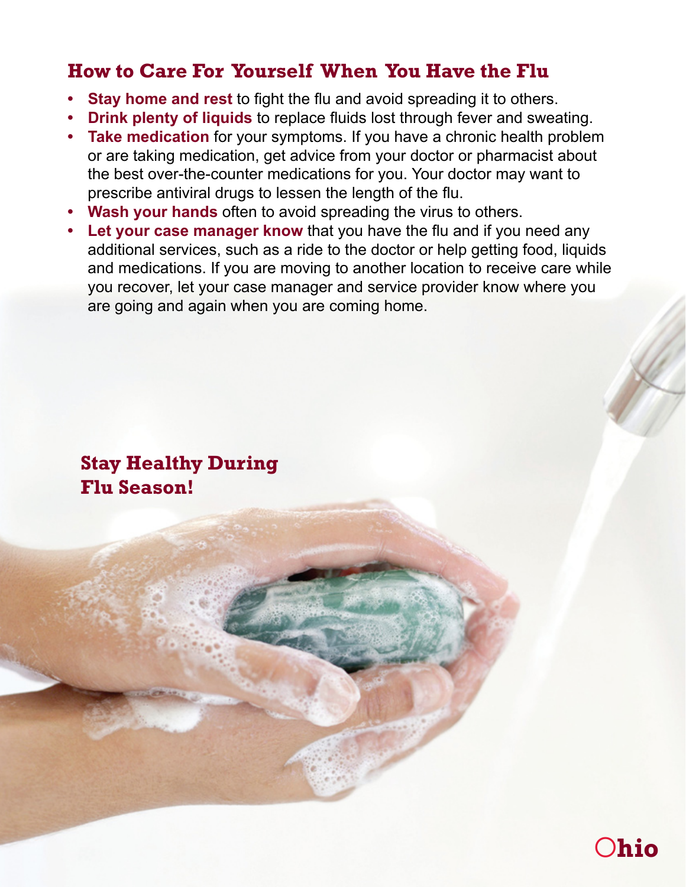## How to Care For Yourself When You Have the Flu

- **Stay home and rest** to fight the flu and avoid spreading it to others.
- **Drink plenty of liquids** to replace fluids lost through fever and sweating.
- **Take medication** for your symptoms. If you have a chronic health problem or are taking medication, get advice from your doctor or pharmacist about the best over-the-counter medications for you. Your doctor may want to prescribe antiviral drugs to lessen the length of the flu.
- **Wash your hands** often to avoid spreading the virus to others.
- **Let your case manager know** that you have the flu and if you need any additional services, such as a ride to the doctor or help getting food, liquids and medications. If you are moving to another location to receive care while you recover, let your case manager and service provider know where you are going and again when you are coming home.

**Stay Healthy During Flu Season!**

Ohio